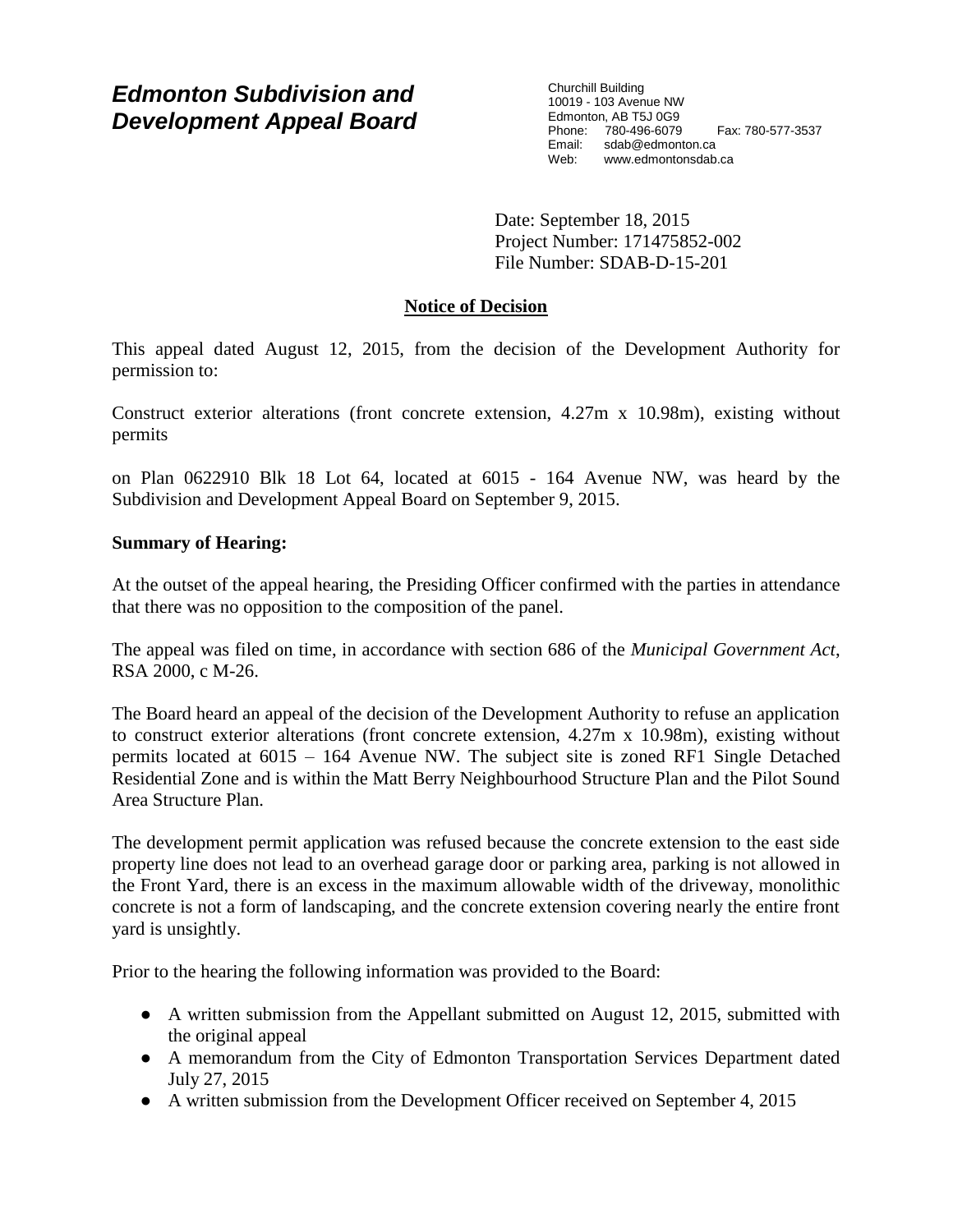# *Edmonton Subdivision and Development Appeal Board*

Churchill Building
10019 - 103 Avenue NW
Edmonton, AB T5J 0G9
Phone: 780-496-6079 Fax: 780-577-3537
Email: sdab@edmonton.ca
Web: www.edmontonsdab.ca

Date: September 18, 2015
Project Number: 171475852-002
File Number: SDAB-D-15-201

## Notice of Decision

This appeal dated August 12, 2015, from the decision of the Development Authority for permission to:

Construct exterior alterations (front concrete extension, 4.27m x 10.98m), existing without permits

on Plan 0622910 Blk 18 Lot 64, located at 6015 - 164 Avenue NW, was heard by the Subdivision and Development Appeal Board on September 9, 2015.

**Summary of Hearing:**

At the outset of the appeal hearing, the Presiding Officer confirmed with the parties in attendance that there was no opposition to the composition of the panel.

The appeal was filed on time, in accordance with section 686 of the *Municipal Government Act*, RSA 2000, c M-26.

The Board heard an appeal of the decision of the Development Authority to refuse an application to construct exterior alterations (front concrete extension, 4.27m x 10.98m), existing without permits located at 6015 – 164 Avenue NW. The subject site is zoned RF1 Single Detached Residential Zone and is within the Matt Berry Neighbourhood Structure Plan and the Pilot Sound Area Structure Plan.

The development permit application was refused because the concrete extension to the east side property line does not lead to an overhead garage door or parking area, parking is not allowed in the Front Yard, there is an excess in the maximum allowable width of the driveway, monolithic concrete is not a form of landscaping, and the concrete extension covering nearly the entire front yard is unsightly.

Prior to the hearing the following information was provided to the Board:

- A written submission from the Appellant submitted on August 12, 2015, submitted with the original appeal
- A memorandum from the City of Edmonton Transportation Services Department dated July 27, 2015
- A written submission from the Development Officer received on September 4, 2015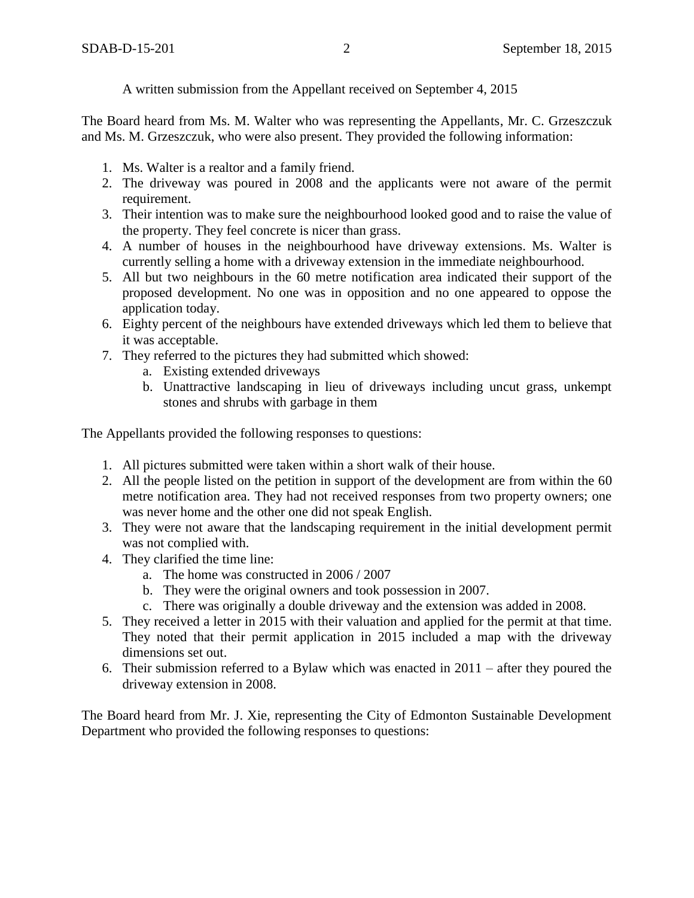A written submission from the Appellant received on September 4, 2015

The Board heard from Ms. M. Walter who was representing the Appellants, Mr. C. Grzeszczuk and Ms. M. Grzeszczuk, who were also present. They provided the following information:

1. Ms. Walter is a realtor and a family friend.
2. The driveway was poured in 2008 and the applicants were not aware of the permit requirement.
3. Their intention was to make sure the neighbourhood looked good and to raise the value of the property. They feel concrete is nicer than grass.
4. A number of houses in the neighbourhood have driveway extensions. Ms. Walter is currently selling a home with a driveway extension in the immediate neighbourhood.
5. All but two neighbours in the 60 metre notification area indicated their support of the proposed development. No one was in opposition and no one appeared to oppose the application today.
6. Eighty percent of the neighbours have extended driveways which led them to believe that it was acceptable.
7. They referred to the pictures they had submitted which showed:
   a. Existing extended driveways
   b. Unattractive landscaping in lieu of driveways including uncut grass, unkempt stones and shrubs with garbage in them

The Appellants provided the following responses to questions:

1. All pictures submitted were taken within a short walk of their house.
2. All the people listed on the petition in support of the development are from within the 60 metre notification area. They had not received responses from two property owners; one was never home and the other one did not speak English.
3. They were not aware that the landscaping requirement in the initial development permit was not complied with.
4. They clarified the time line:
   a. The home was constructed in 2006 / 2007
   b. They were the original owners and took possession in 2007.
   c. There was originally a double driveway and the extension was added in 2008.
5. They received a letter in 2015 with their valuation and applied for the permit at that time. They noted that their permit application in 2015 included a map with the driveway dimensions set out.
6. Their submission referred to a Bylaw which was enacted in 2011 – after they poured the driveway extension in 2008.

The Board heard from Mr. J. Xie, representing the City of Edmonton Sustainable Development Department who provided the following responses to questions: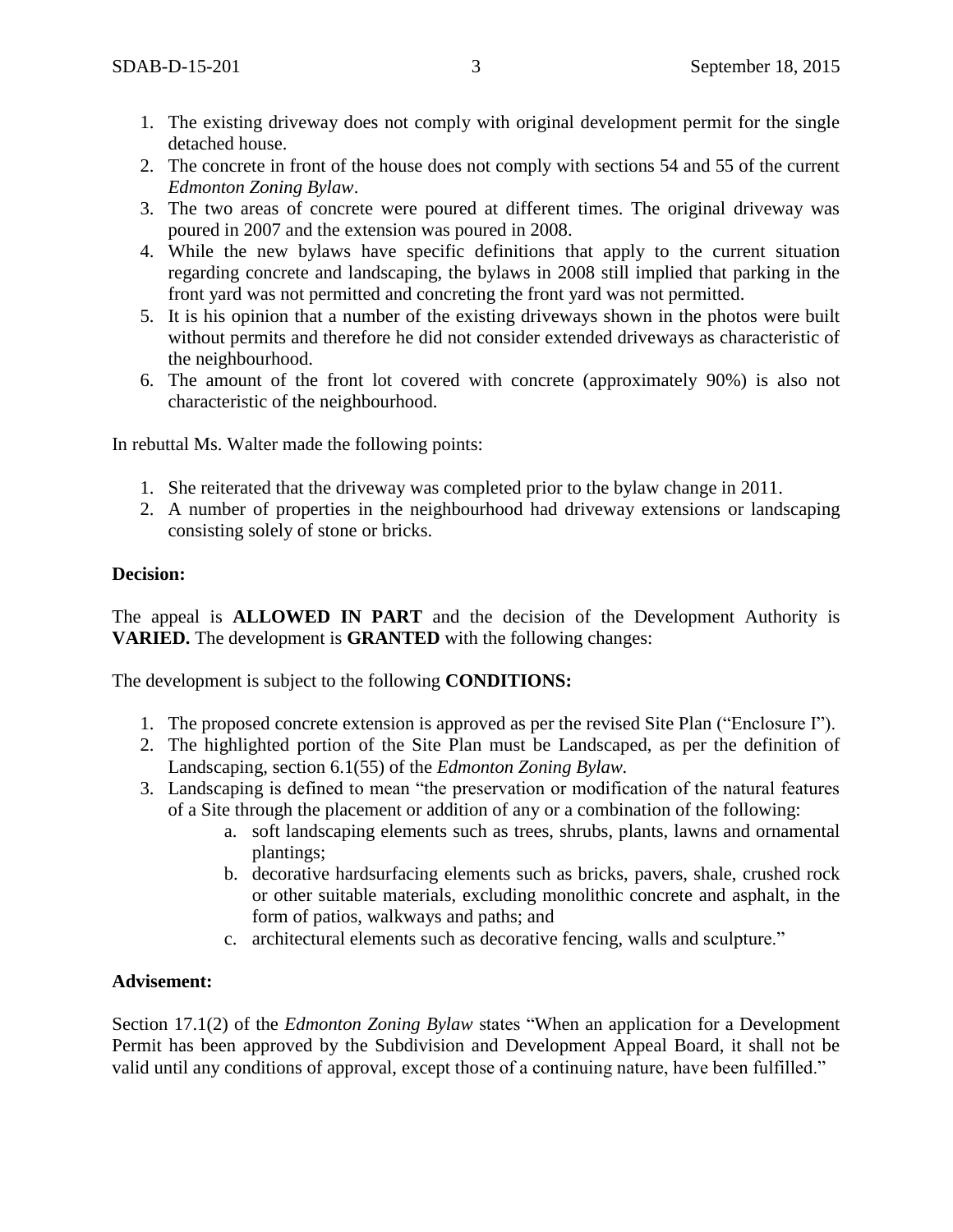1. The existing driveway does not comply with original development permit for the single detached house.
2. The concrete in front of the house does not comply with sections 54 and 55 of the current *Edmonton Zoning Bylaw*.
3. The two areas of concrete were poured at different times. The original driveway was poured in 2007 and the extension was poured in 2008.
4. While the new bylaws have specific definitions that apply to the current situation regarding concrete and landscaping, the bylaws in 2008 still implied that parking in the front yard was not permitted and concreting the front yard was not permitted.
5. It is his opinion that a number of the existing driveways shown in the photos were built without permits and therefore he did not consider extended driveways as characteristic of the neighbourhood.
6. The amount of the front lot covered with concrete (approximately 90%) is also not characteristic of the neighbourhood.

In rebuttal Ms. Walter made the following points:

1. She reiterated that the driveway was completed prior to the bylaw change in 2011.
2. A number of properties in the neighbourhood had driveway extensions or landscaping consisting solely of stone or bricks.

**Decision:**

The appeal is **ALLOWED IN PART** and the decision of the Development Authority is **VARIED.** The development is **GRANTED** with the following changes:

The development is subject to the following **CONDITIONS:**

1. The proposed concrete extension is approved as per the revised Site Plan ("Enclosure I").
2. The highlighted portion of the Site Plan must be Landscaped, as per the definition of Landscaping, section 6.1(55) of the *Edmonton Zoning Bylaw.*
3. Landscaping is defined to mean "the preservation or modification of the natural features of a Site through the placement or addition of any or a combination of the following:
    a. soft landscaping elements such as trees, shrubs, plants, lawns and ornamental plantings;
    b. decorative hardsurfacing elements such as bricks, pavers, shale, crushed rock or other suitable materials, excluding monolithic concrete and asphalt, in the form of patios, walkways and paths; and
    c. architectural elements such as decorative fencing, walls and sculpture."

**Advisement:**

Section 17.1(2) of the *Edmonton Zoning Bylaw* states "When an application for a Development Permit has been approved by the Subdivision and Development Appeal Board, it shall not be valid until any conditions of approval, except those of a continuing nature, have been fulfilled."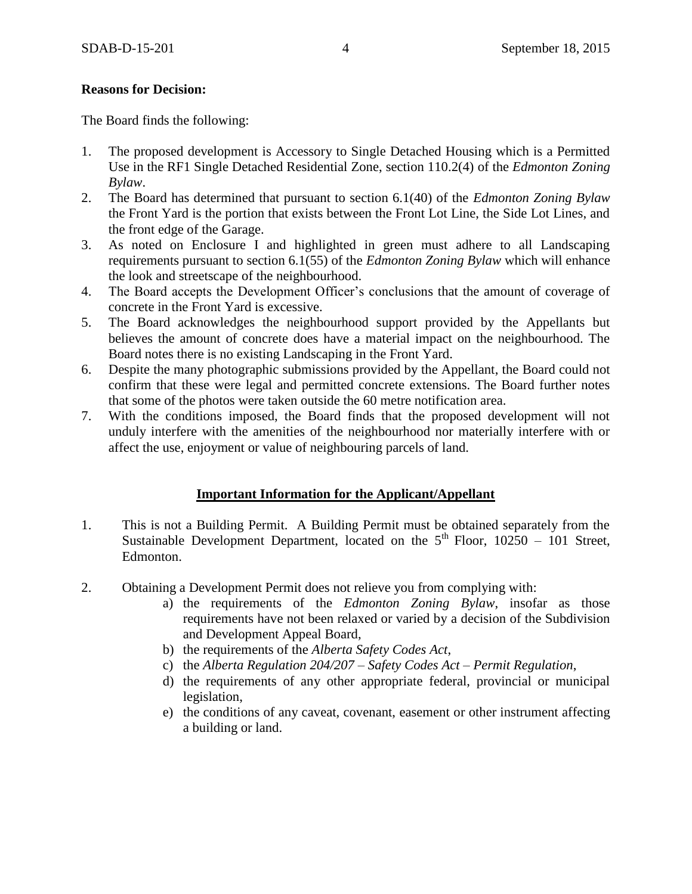**Reasons for Decision:**

The Board finds the following:

1. The proposed development is Accessory to Single Detached Housing which is a Permitted Use in the RF1 Single Detached Residential Zone, section 110.2(4) of the *Edmonton Zoning Bylaw*.
2. The Board has determined that pursuant to section 6.1(40) of the *Edmonton Zoning Bylaw* the Front Yard is the portion that exists between the Front Lot Line, the Side Lot Lines, and the front edge of the Garage.
3. As noted on Enclosure I and highlighted in green must adhere to all Landscaping requirements pursuant to section 6.1(55) of the *Edmonton Zoning Bylaw* which will enhance the look and streetscape of the neighbourhood.
4. The Board accepts the Development Officer's conclusions that the amount of coverage of concrete in the Front Yard is excessive.
5. The Board acknowledges the neighbourhood support provided by the Appellants but believes the amount of concrete does have a material impact on the neighbourhood. The Board notes there is no existing Landscaping in the Front Yard.
6. Despite the many photographic submissions provided by the Appellant, the Board could not confirm that these were legal and permitted concrete extensions. The Board further notes that some of the photos were taken outside the 60 metre notification area.
7. With the conditions imposed, the Board finds that the proposed development will not unduly interfere with the amenities of the neighbourhood nor materially interfere with or affect the use, enjoyment or value of neighbouring parcels of land.

## Important Information for the Applicant/Appellant

1. This is not a Building Permit. A Building Permit must be obtained separately from the Sustainable Development Department, located on the 5th Floor, 10250 – 101 Street, Edmonton.

2. Obtaining a Development Permit does not relieve you from complying with:
   a) the requirements of the *Edmonton Zoning Bylaw*, insofar as those requirements have not been relaxed or varied by a decision of the Subdivision and Development Appeal Board,
   b) the requirements of the *Alberta Safety Codes Act*,
   c) the *Alberta Regulation 204/207 – Safety Codes Act – Permit Regulation*,
   d) the requirements of any other appropriate federal, provincial or municipal legislation,
   e) the conditions of any caveat, covenant, easement or other instrument affecting a building or land.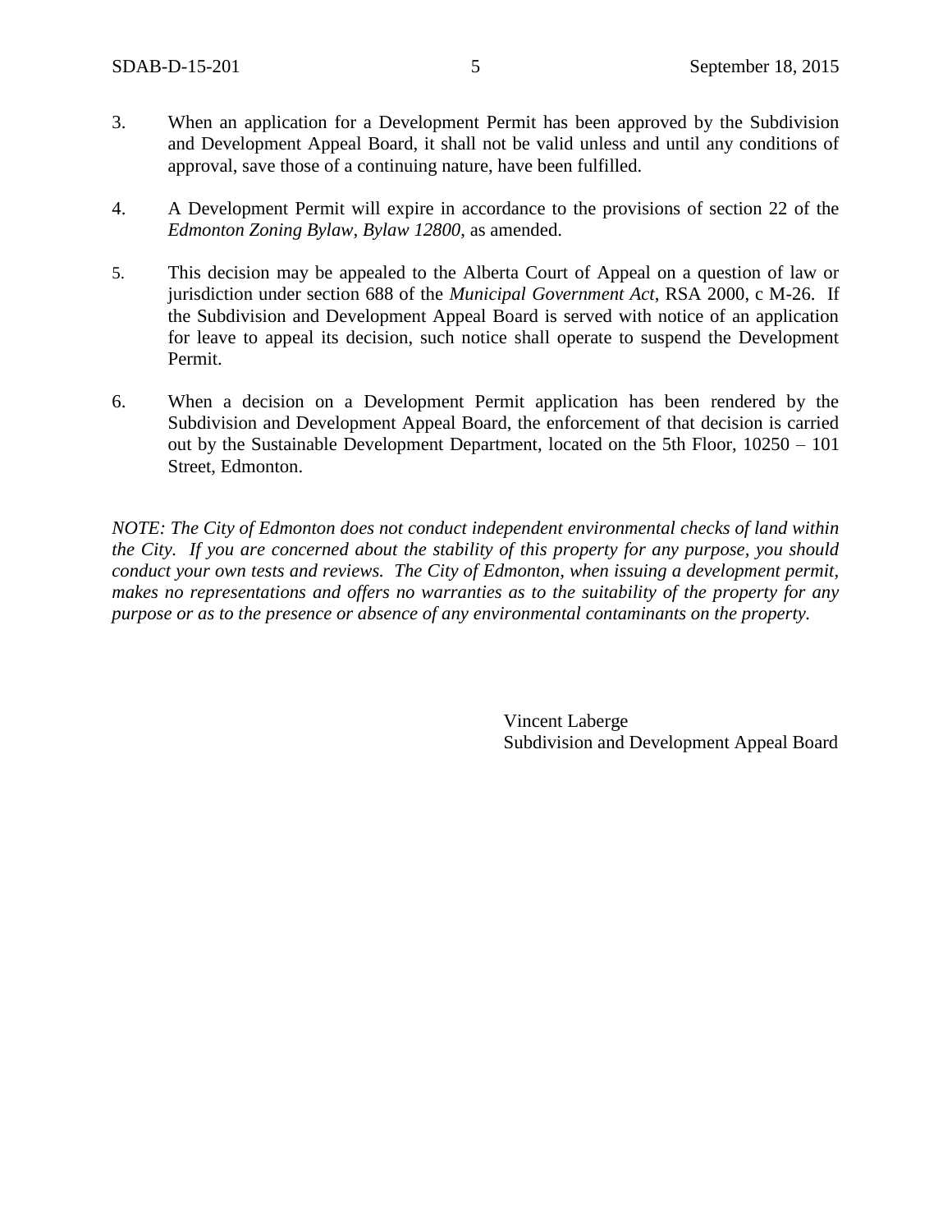3. When an application for a Development Permit has been approved by the Subdivision and Development Appeal Board, it shall not be valid unless and until any conditions of approval, save those of a continuing nature, have been fulfilled.

4. A Development Permit will expire in accordance to the provisions of section 22 of the *Edmonton Zoning Bylaw, Bylaw 12800*, as amended.

5. This decision may be appealed to the Alberta Court of Appeal on a question of law or jurisdiction under section 688 of the *Municipal Government Act*, RSA 2000, c M-26. If the Subdivision and Development Appeal Board is served with notice of an application for leave to appeal its decision, such notice shall operate to suspend the Development Permit.

6. When a decision on a Development Permit application has been rendered by the Subdivision and Development Appeal Board, the enforcement of that decision is carried out by the Sustainable Development Department, located on the 5th Floor, 10250 – 101 Street, Edmonton.

*NOTE: The City of Edmonton does not conduct independent environmental checks of land within the City. If you are concerned about the stability of this property for any purpose, you should conduct your own tests and reviews. The City of Edmonton, when issuing a development permit, makes no representations and offers no warranties as to the suitability of the property for any purpose or as to the presence or absence of any environmental contaminants on the property.*

Vincent Laberge
Subdivision and Development Appeal Board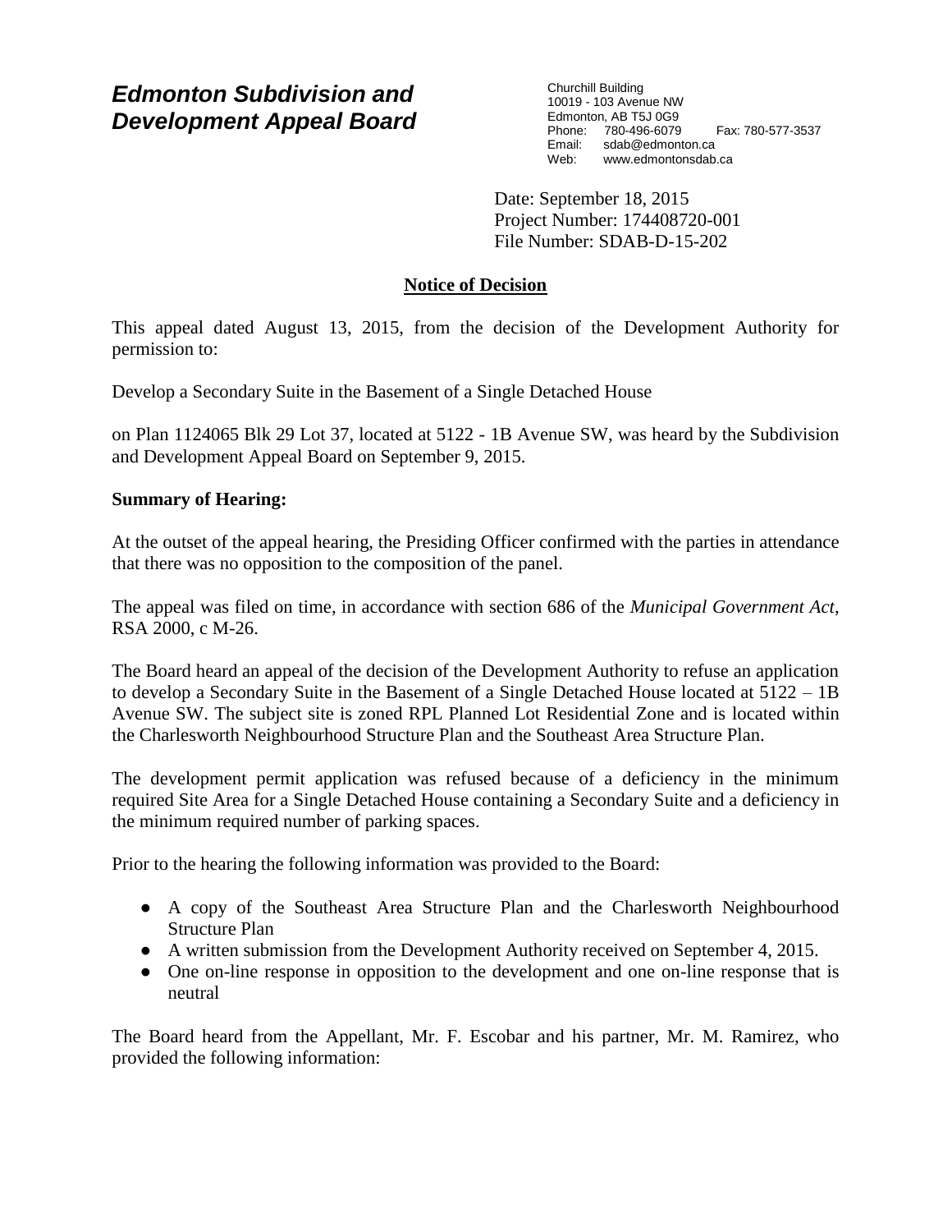**Edmonton Subdivision and Development Appeal Board**

Churchill Building
10019 - 103 Avenue NW
Edmonton, AB T5J 0G9
Phone: 780-496-6079 Fax: 780-577-3537
Email: sdab@edmonton.ca
Web: www.edmontonsdab.ca

Date: September 18, 2015
Project Number: 174408720-001
File Number: SDAB-D-15-202

## Notice of Decision

This appeal dated August 13, 2015, from the decision of the Development Authority for permission to:

Develop a Secondary Suite in the Basement of a Single Detached House

on Plan 1124065 Blk 29 Lot 37, located at 5122 - 1B Avenue SW, was heard by the Subdivision and Development Appeal Board on September 9, 2015.

**Summary of Hearing:**

At the outset of the appeal hearing, the Presiding Officer confirmed with the parties in attendance that there was no opposition to the composition of the panel.

The appeal was filed on time, in accordance with section 686 of the *Municipal Government Act*, RSA 2000, c M-26.

The Board heard an appeal of the decision of the Development Authority to refuse an application to develop a Secondary Suite in the Basement of a Single Detached House located at 5122 – 1B Avenue SW. The subject site is zoned RPL Planned Lot Residential Zone and is located within the Charlesworth Neighbourhood Structure Plan and the Southeast Area Structure Plan.

The development permit application was refused because of a deficiency in the minimum required Site Area for a Single Detached House containing a Secondary Suite and a deficiency in the minimum required number of parking spaces.

Prior to the hearing the following information was provided to the Board:

- A copy of the Southeast Area Structure Plan and the Charlesworth Neighbourhood Structure Plan
- A written submission from the Development Authority received on September 4, 2015.
- One on-line response in opposition to the development and one on-line response that is neutral

The Board heard from the Appellant, Mr. F. Escobar and his partner, Mr. M. Ramirez, who provided the following information: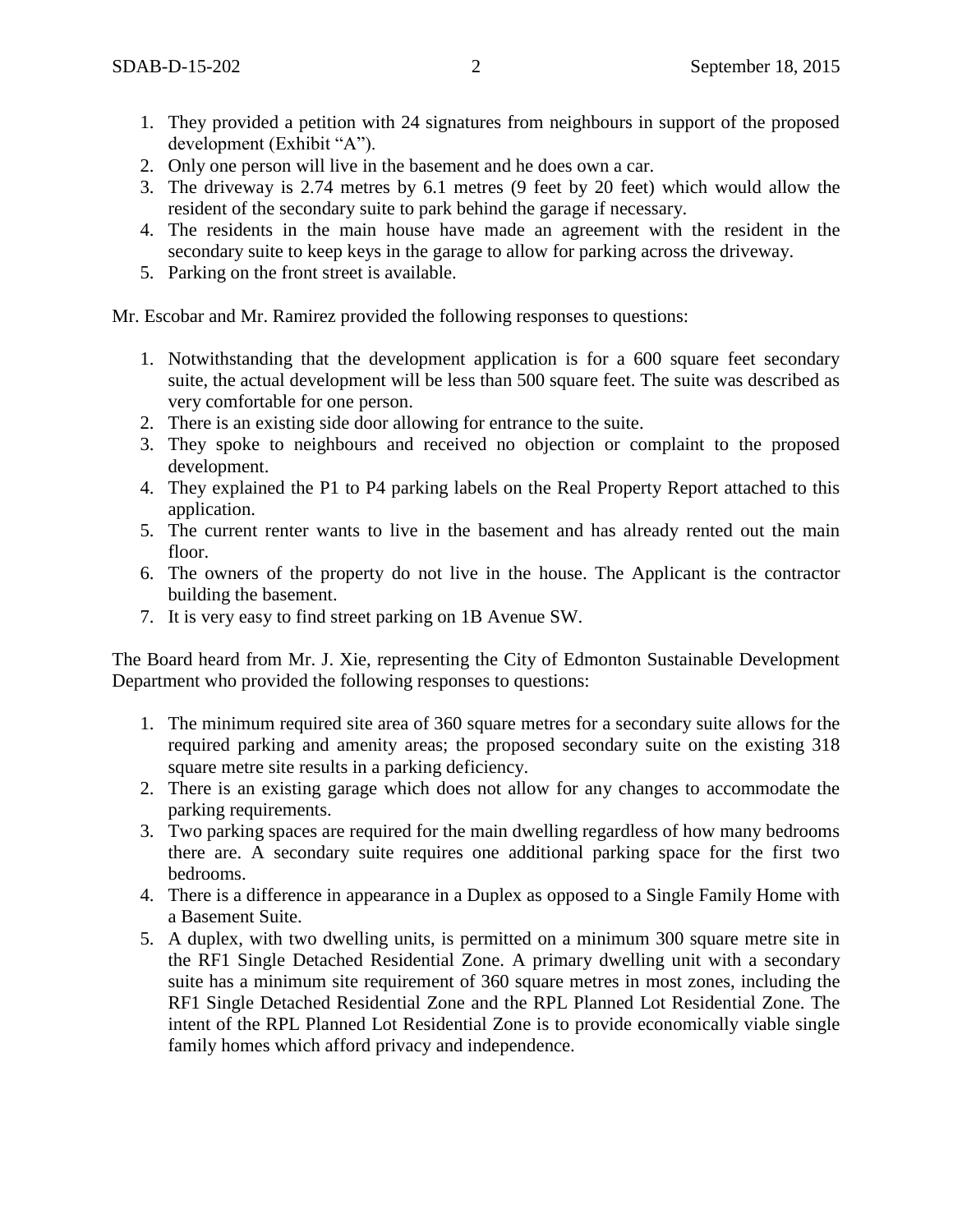1. They provided a petition with 24 signatures from neighbours in support of the proposed development (Exhibit "A").
2. Only one person will live in the basement and he does own a car.
3. The driveway is 2.74 metres by 6.1 metres (9 feet by 20 feet) which would allow the resident of the secondary suite to park behind the garage if necessary.
4. The residents in the main house have made an agreement with the resident in the secondary suite to keep keys in the garage to allow for parking across the driveway.
5. Parking on the front street is available.

Mr. Escobar and Mr. Ramirez provided the following responses to questions:

1. Notwithstanding that the development application is for a 600 square feet secondary suite, the actual development will be less than 500 square feet. The suite was described as very comfortable for one person.
2. There is an existing side door allowing for entrance to the suite.
3. They spoke to neighbours and received no objection or complaint to the proposed development.
4. They explained the P1 to P4 parking labels on the Real Property Report attached to this application.
5. The current renter wants to live in the basement and has already rented out the main floor.
6. The owners of the property do not live in the house. The Applicant is the contractor building the basement.
7. It is very easy to find street parking on 1B Avenue SW.

The Board heard from Mr. J. Xie, representing the City of Edmonton Sustainable Development Department who provided the following responses to questions:

1. The minimum required site area of 360 square metres for a secondary suite allows for the required parking and amenity areas; the proposed secondary suite on the existing 318 square metre site results in a parking deficiency.
2. There is an existing garage which does not allow for any changes to accommodate the parking requirements.
3. Two parking spaces are required for the main dwelling regardless of how many bedrooms there are. A secondary suite requires one additional parking space for the first two bedrooms.
4. There is a difference in appearance in a Duplex as opposed to a Single Family Home with a Basement Suite.
5. A duplex, with two dwelling units, is permitted on a minimum 300 square metre site in the RF1 Single Detached Residential Zone. A primary dwelling unit with a secondary suite has a minimum site requirement of 360 square metres in most zones, including the RF1 Single Detached Residential Zone and the RPL Planned Lot Residential Zone. The intent of the RPL Planned Lot Residential Zone is to provide economically viable single family homes which afford privacy and independence.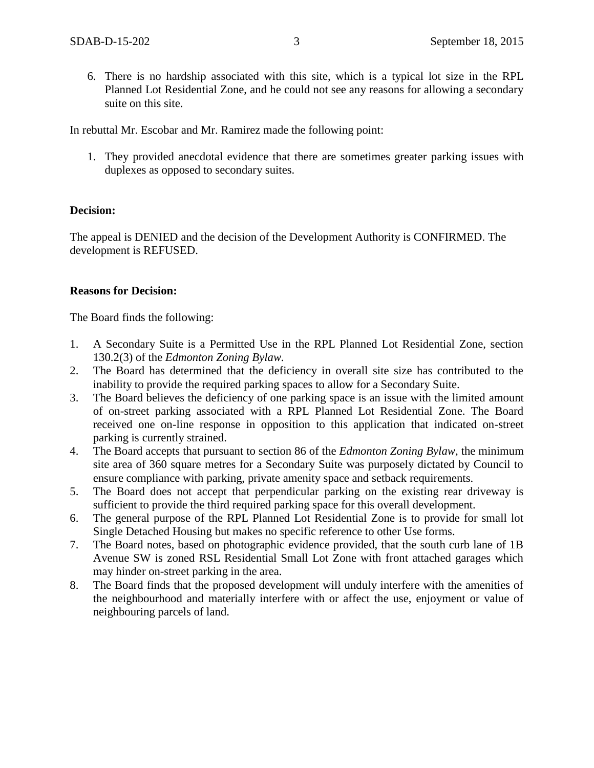6. There is no hardship associated with this site, which is a typical lot size in the RPL Planned Lot Residential Zone, and he could not see any reasons for allowing a secondary suite on this site.

In rebuttal Mr. Escobar and Mr. Ramirez made the following point:

1. They provided anecdotal evidence that there are sometimes greater parking issues with duplexes as opposed to secondary suites.

**Decision:**

The appeal is DENIED and the decision of the Development Authority is CONFIRMED. The development is REFUSED.

**Reasons for Decision:**

The Board finds the following:

1. A Secondary Suite is a Permitted Use in the RPL Planned Lot Residential Zone, section 130.2(3) of the *Edmonton Zoning Bylaw*.
2. The Board has determined that the deficiency in overall site size has contributed to the inability to provide the required parking spaces to allow for a Secondary Suite.
3. The Board believes the deficiency of one parking space is an issue with the limited amount of on-street parking associated with a RPL Planned Lot Residential Zone. The Board received one on-line response in opposition to this application that indicated on-street parking is currently strained.
4. The Board accepts that pursuant to section 86 of the *Edmonton Zoning Bylaw*, the minimum site area of 360 square metres for a Secondary Suite was purposely dictated by Council to ensure compliance with parking, private amenity space and setback requirements.
5. The Board does not accept that perpendicular parking on the existing rear driveway is sufficient to provide the third required parking space for this overall development.
6. The general purpose of the RPL Planned Lot Residential Zone is to provide for small lot Single Detached Housing but makes no specific reference to other Use forms.
7. The Board notes, based on photographic evidence provided, that the south curb lane of 1B Avenue SW is zoned RSL Residential Small Lot Zone with front attached garages which may hinder on-street parking in the area.
8. The Board finds that the proposed development will unduly interfere with the amenities of the neighbourhood and materially interfere with or affect the use, enjoyment or value of neighbouring parcels of land.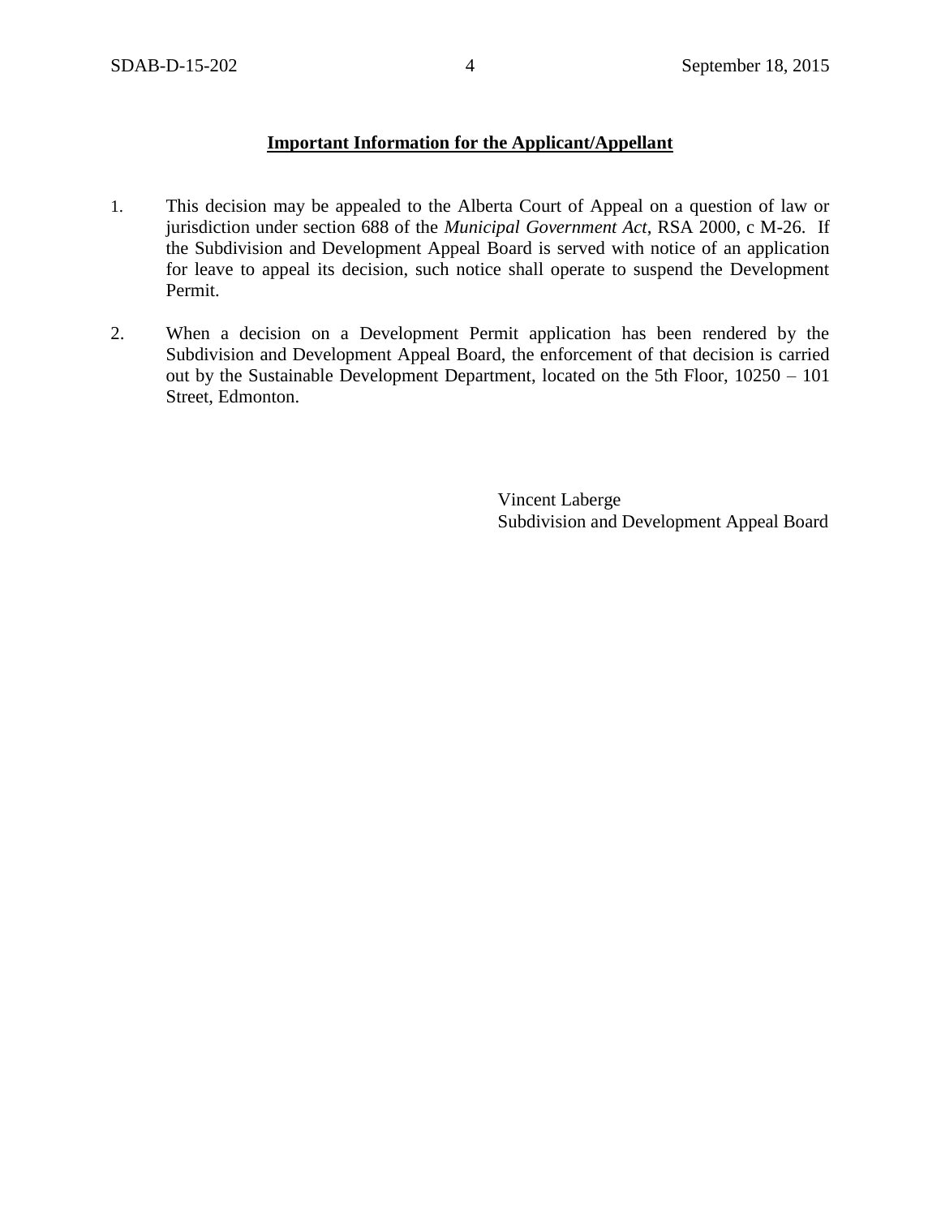**Important Information for the Applicant/Appellant**

1. This decision may be appealed to the Alberta Court of Appeal on a question of law or jurisdiction under section 688 of the *Municipal Government Act*, RSA 2000, c M-26. If the Subdivision and Development Appeal Board is served with notice of an application for leave to appeal its decision, such notice shall operate to suspend the Development Permit.

2. When a decision on a Development Permit application has been rendered by the Subdivision and Development Appeal Board, the enforcement of that decision is carried out by the Sustainable Development Department, located on the 5th Floor, 10250 – 101 Street, Edmonton.

Vincent Laberge
Subdivision and Development Appeal Board